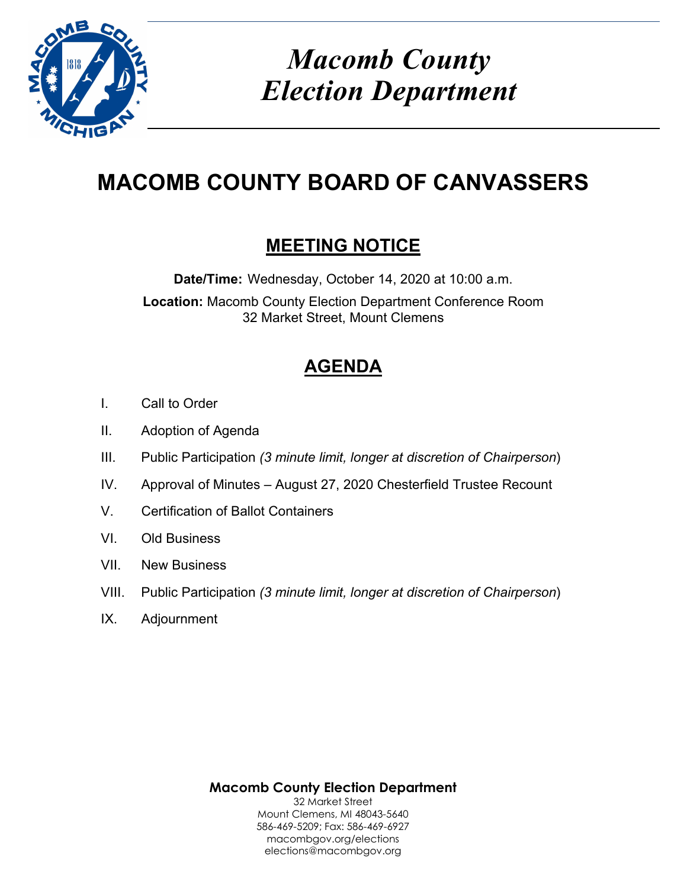# Macomb County Election Department

# MACOMB COUNTY BOARD OF CANVASSERS

## MEETING NOTICE

**Date/Time:** Wednesday, October 14, 2020 at 10:00 a.m.

**Location:** Macomb County Election Department Conference Room
32 Market Street, Mount Clemens

## AGENDA

I. Call to Order

II. Adoption of Agenda

III. Public Participation *(3 minute limit, longer at discretion of Chairperson)*

IV. Approval of Minutes – August 27, 2020 Chesterfield Trustee Recount

V. Certification of Ballot Containers

VI. Old Business

VII. New Business

VIII. Public Participation *(3 minute limit, longer at discretion of Chairperson)*

IX. Adjournment

**Macomb County Election Department**
32 Market Street
Mount Clemens, MI 48043-5640
586-469-5209; Fax: 586-469-6927
macombgov.org/elections
elections@macombgov.org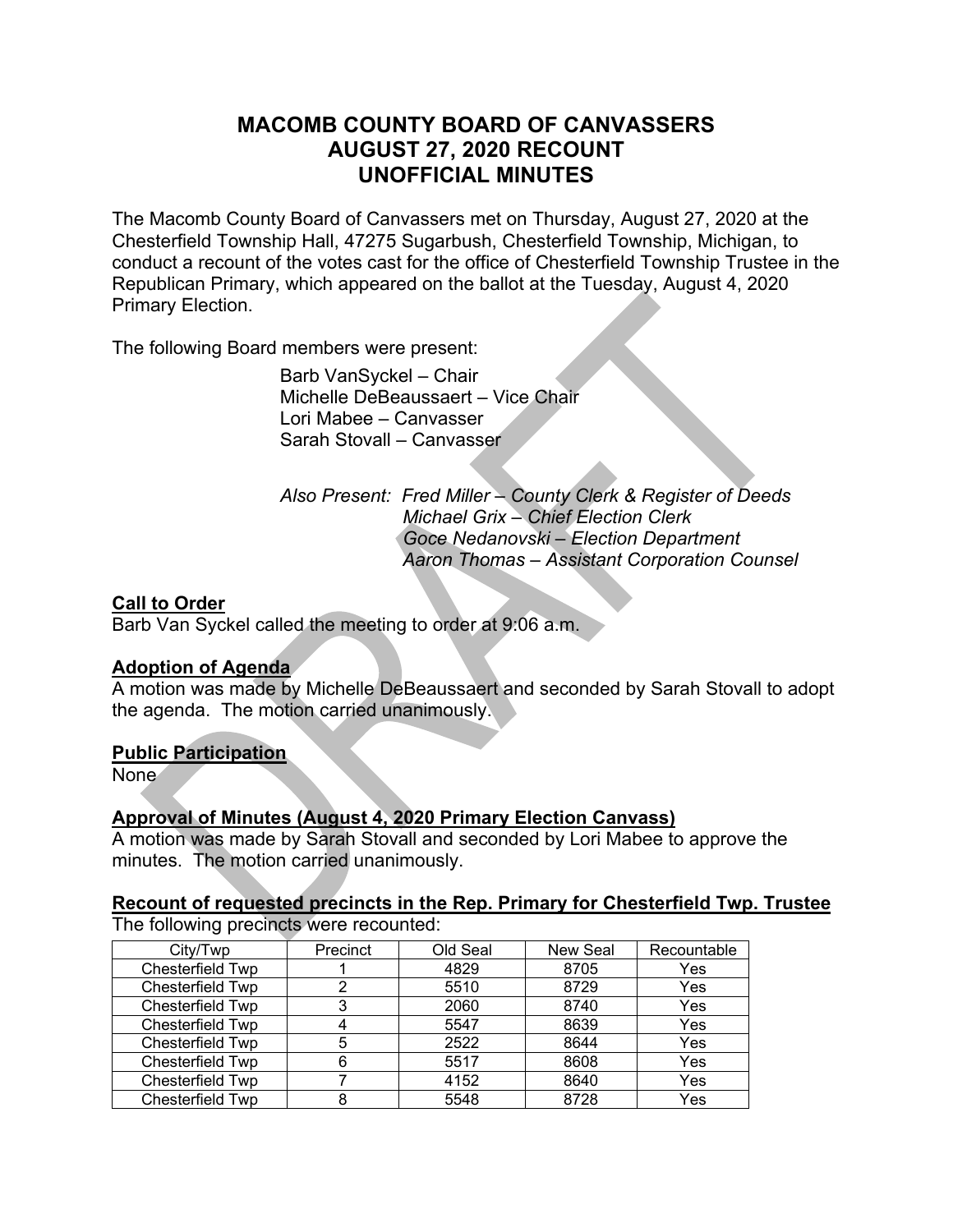# MACOMB COUNTY BOARD OF CANVASSERS
# AUGUST 27, 2020 RECOUNT
# UNOFFICIAL MINUTES

The Macomb County Board of Canvassers met on Thursday, August 27, 2020 at the Chesterfield Township Hall, 47275 Sugarbush, Chesterfield Township, Michigan, to conduct a recount of the votes cast for the office of Chesterfield Township Trustee in the Republican Primary, which appeared on the ballot at the Tuesday, August 4, 2020 Primary Election.

The following Board members were present:

Barb VanSyckel – Chair
Michelle DeBeaussaert – Vice Chair
Lori Mabee – Canvasser
Sarah Stovall – Canvasser

*Also Present: Fred Miller – County Clerk & Register of Deeds*
*Michael Grix – Chief Election Clerk*
*Goce Nedanovski – Election Department*
*Aaron Thomas – Assistant Corporation Counsel*

**Call to Order**

Barb Van Syckel called the meeting to order at 9:06 a.m.

**Adoption of Agenda**

A motion was made by Michelle DeBeaussaert and seconded by Sarah Stovall to adopt the agenda. The motion carried unanimously.

**Public Participation**

None

**Approval of Minutes (August 4, 2020 Primary Election Canvass)**

A motion was made by Sarah Stovall and seconded by Lori Mabee to approve the minutes. The motion carried unanimously.

**Recount of requested precincts in the Rep. Primary for Chesterfield Twp. Trustee**

The following precincts were recounted:

| City/Twp | Precinct | Old Seal | New Seal | Recountable |
|---|---|---|---|---|
| Chesterfield Twp | 1 | 4829 | 8705 | Yes |
| Chesterfield Twp | 2 | 5510 | 8729 | Yes |
| Chesterfield Twp | 3 | 2060 | 8740 | Yes |
| Chesterfield Twp | 4 | 5547 | 8639 | Yes |
| Chesterfield Twp | 5 | 2522 | 8644 | Yes |
| Chesterfield Twp | 6 | 5517 | 8608 | Yes |
| Chesterfield Twp | 7 | 4152 | 8640 | Yes |
| Chesterfield Twp | 8 | 5548 | 8728 | Yes |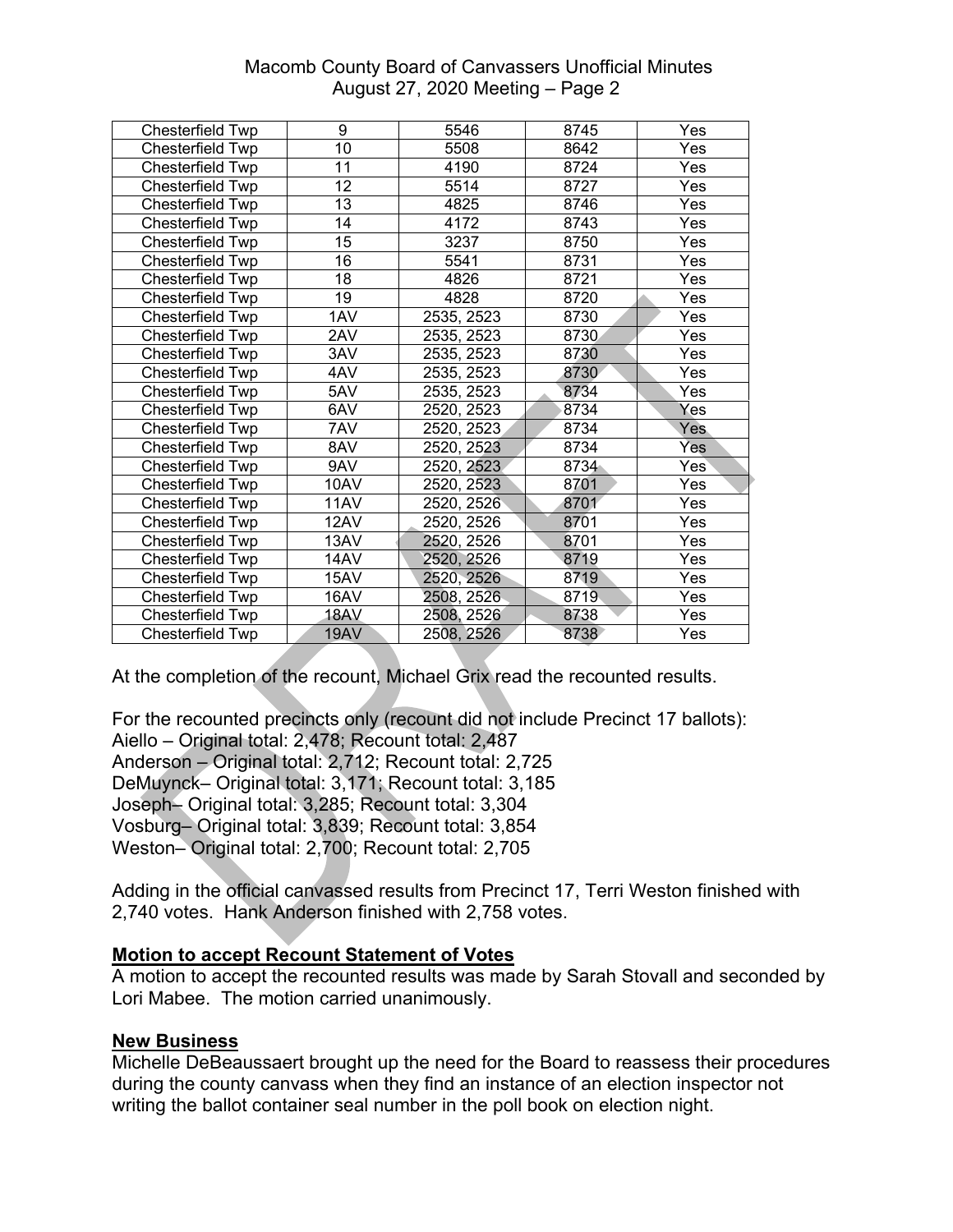| Chesterfield Twp | 9 | 5546 | 8745 | Yes |
|---|---|---|---|---|
| Chesterfield Twp | 10 | 5508 | 8642 | Yes |
| Chesterfield Twp | 11 | 4190 | 8724 | Yes |
| Chesterfield Twp | 12 | 5514 | 8727 | Yes |
| Chesterfield Twp | 13 | 4825 | 8746 | Yes |
| Chesterfield Twp | 14 | 4172 | 8743 | Yes |
| Chesterfield Twp | 15 | 3237 | 8750 | Yes |
| Chesterfield Twp | 16 | 5541 | 8731 | Yes |
| Chesterfield Twp | 18 | 4826 | 8721 | Yes |
| Chesterfield Twp | 19 | 4828 | 8720 | Yes |
| Chesterfield Twp | 1AV | 2535, 2523 | 8730 | Yes |
| Chesterfield Twp | 2AV | 2535, 2523 | 8730 | Yes |
| Chesterfield Twp | 3AV | 2535, 2523 | 8730 | Yes |
| Chesterfield Twp | 4AV | 2535, 2523 | 8730 | Yes |
| Chesterfield Twp | 5AV | 2535, 2523 | 8734 | Yes |
| Chesterfield Twp | 6AV | 2520, 2523 | 8734 | Yes |
| Chesterfield Twp | 7AV | 2520, 2523 | 8734 | Yes |
| Chesterfield Twp | 8AV | 2520, 2523 | 8734 | Yes |
| Chesterfield Twp | 9AV | 2520, 2523 | 8734 | Yes |
| Chesterfield Twp | 10AV | 2520, 2523 | 8701 | Yes |
| Chesterfield Twp | 11AV | 2520, 2526 | 8701 | Yes |
| Chesterfield Twp | 12AV | 2520, 2526 | 8701 | Yes |
| Chesterfield Twp | 13AV | 2520, 2526 | 8701 | Yes |
| Chesterfield Twp | 14AV | 2520, 2526 | 8719 | Yes |
| Chesterfield Twp | 15AV | 2520, 2526 | 8719 | Yes |
| Chesterfield Twp | 16AV | 2508, 2526 | 8719 | Yes |
| Chesterfield Twp | 18AV | 2508, 2526 | 8738 | Yes |
| Chesterfield Twp | 19AV | 2508, 2526 | 8738 | Yes |

At the completion of the recount, Michael Grix read the recounted results.

For the recounted precincts only (recount did not include Precinct 17 ballots):
Aiello – Original total: 2,478; Recount total: 2,487
Anderson – Original total: 2,712; Recount total: 2,725
DeMuynck– Original total: 3,171; Recount total: 3,185
Joseph– Original total: 3,285; Recount total: 3,304
Vosburg– Original total: 3,839; Recount total: 3,854
Weston– Original total: 2,700; Recount total: 2,705

Adding in the official canvassed results from Precinct 17, Terri Weston finished with 2,740 votes. Hank Anderson finished with 2,758 votes.

**Motion to accept Recount Statement of Votes**

A motion to accept the recounted results was made by Sarah Stovall and seconded by Lori Mabee. The motion carried unanimously.

**New Business**

Michelle DeBeaussaert brought up the need for the Board to reassess their procedures during the county canvass when they find an instance of an election inspector not writing the ballot container seal number in the poll book on election night.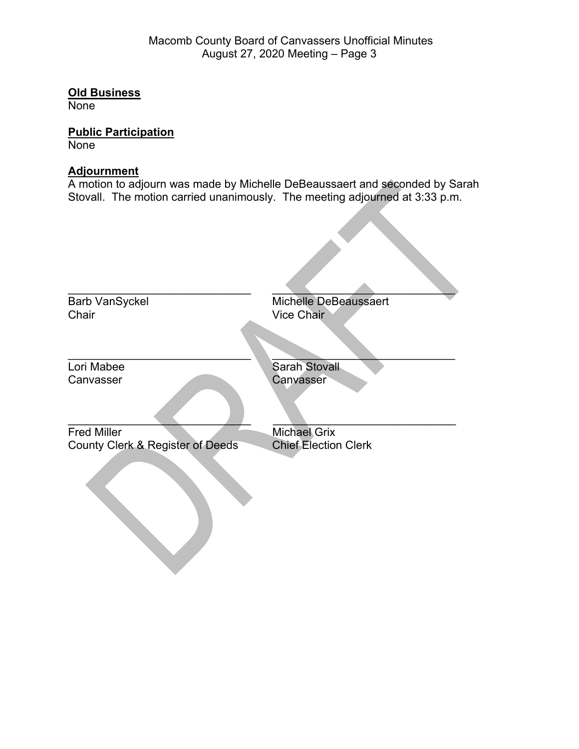**Old Business**

None

**Public Participation**

None

**Adjournment**

A motion to adjourn was made by Michelle DeBeaussaert and seconded by Sarah Stovall. The motion carried unanimously. The meeting adjourned at 3:33 p.m.

| | |
|---|---|
| \_\_\_\_\_\_\_\_\_\_\_\_\_\_\_\_\_\_\_\_\_\_\_\_\_\_\_\_\_\_ | \_\_\_\_\_\_\_\_\_\_\_\_\_\_\_\_\_\_\_\_\_\_\_\_\_\_\_\_\_\_ |
| Barb VanSyckel<br>Chair | Michelle DeBeaussaert<br>Vice Chair |
| \_\_\_\_\_\_\_\_\_\_\_\_\_\_\_\_\_\_\_\_\_\_\_\_\_\_\_\_\_\_ | \_\_\_\_\_\_\_\_\_\_\_\_\_\_\_\_\_\_\_\_\_\_\_\_\_\_\_\_\_\_ |
| Lori Mabee<br>Canvasser | Sarah Stovall<br>Canvasser |
| \_\_\_\_\_\_\_\_\_\_\_\_\_\_\_\_\_\_\_\_\_\_\_\_\_\_\_\_\_\_ | \_\_\_\_\_\_\_\_\_\_\_\_\_\_\_\_\_\_\_\_\_\_\_\_\_\_\_\_\_\_ |
| Fred Miller<br>County Clerk & Register of Deeds | Michael Grix<br>Chief Election Clerk |

DRAFT